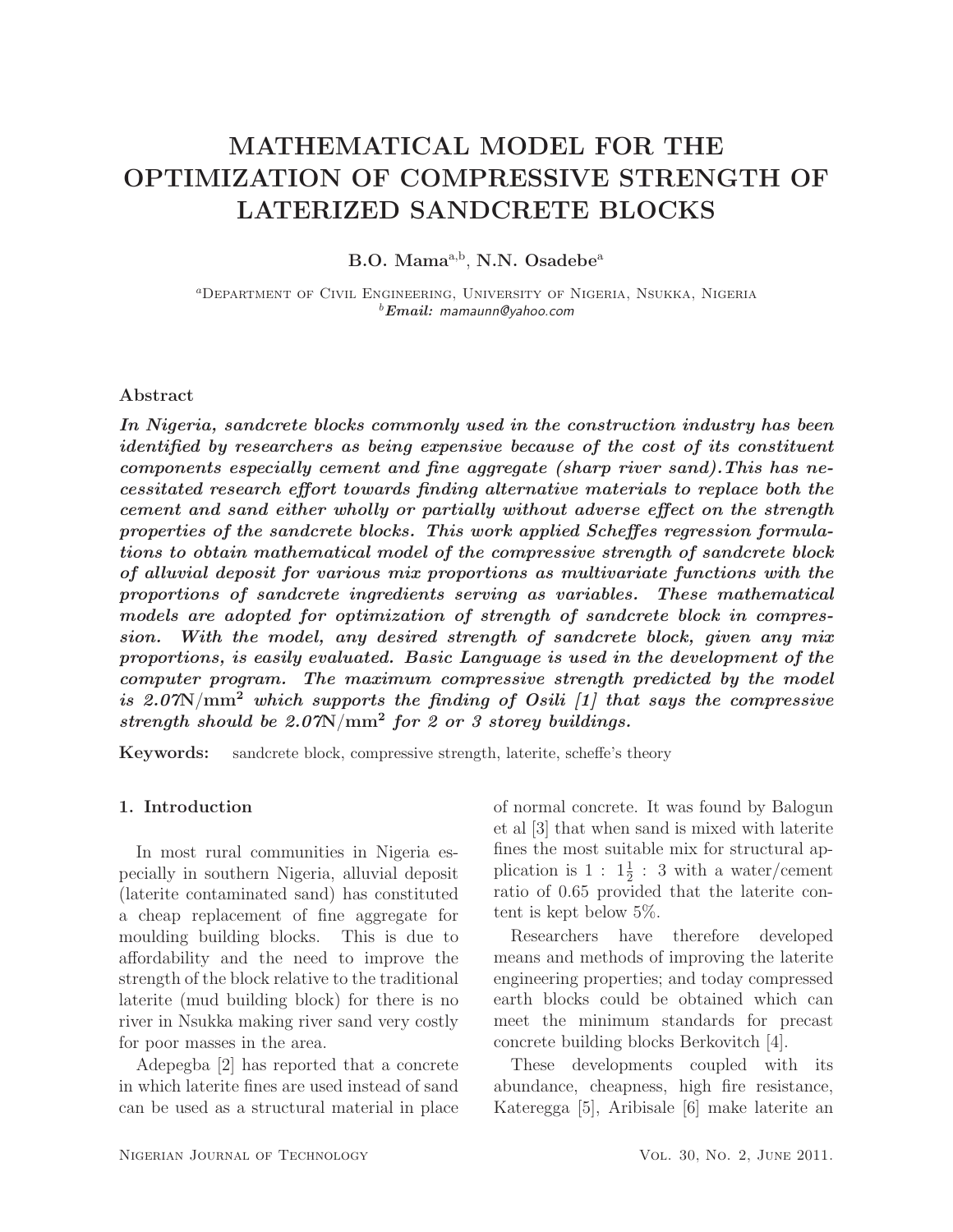# MATHEMATICAL MODEL FOR THE OPTIMIZATION OF COMPRESSIVE STRENGTH OF LATERIZED SANDCRETE BLOCKS

**B.O. Mama**[a,b], **N.N. Osadebe**[a]

[a]Department of Civil Engineering, University of Nigeria, Nsukka, Nigeria
[b]***Email:*** *mamaunn@yahoo.com*

### Abstract

***In Nigeria, sandcrete blocks commonly used in the construction industry has been identified by researchers as being expensive because of the cost of its constituent components especially cement and fine aggregate (sharp river sand).This has necessitated research effort towards finding alternative materials to replace both the cement and sand either wholly or partially without adverse effect on the strength properties of the sandcrete blocks. This work applied Scheffes regression formulations to obtain mathematical model of the compressive strength of sandcrete block of alluvial deposit for various mix proportions as multivariate functions with the proportions of sandcrete ingredients serving as variables. These mathematical models are adopted for optimization of strength of sandcrete block in compression. With the model, any desired strength of sandcrete block, given any mix proportions, is easily evaluated. Basic Language is used in the development of the computer program. The maximum compressive strength predicted by the model is 2.07N/mm² which supports the finding of Osili [1] that says the compressive strength should be 2.07N/mm² for 2 or 3 storey buildings.***

**Keywords:** sandcrete block, compressive strength, laterite, scheffe's theory

## 1. Introduction

In most rural communities in Nigeria especially in southern Nigeria, alluvial deposit (laterite contaminated sand) has constituted a cheap replacement of fine aggregate for moulding building blocks. This is due to affordability and the need to improve the strength of the block relative to the traditional laterite (mud building block) for there is no river in Nsukka making river sand very costly for poor masses in the area.

Adepegba [2] has reported that a concrete in which laterite fines are used instead of sand can be used as a structural material in place of normal concrete. It was found by Balogun et al [3] that when sand is mixed with laterite fines the most suitable mix for structural application is $1 : 1\frac{1}{2} : 3$ with a water/cement ratio of 0.65 provided that the laterite content is kept below 5%.

Researchers have therefore developed means and methods of improving the laterite engineering properties; and today compressed earth blocks could be obtained which can meet the minimum standards for precast concrete building blocks Berkovitch [4].

These developments coupled with its abundance, cheapness, high fire resistance, Kateregga [5], Aribisale [6] make laterite an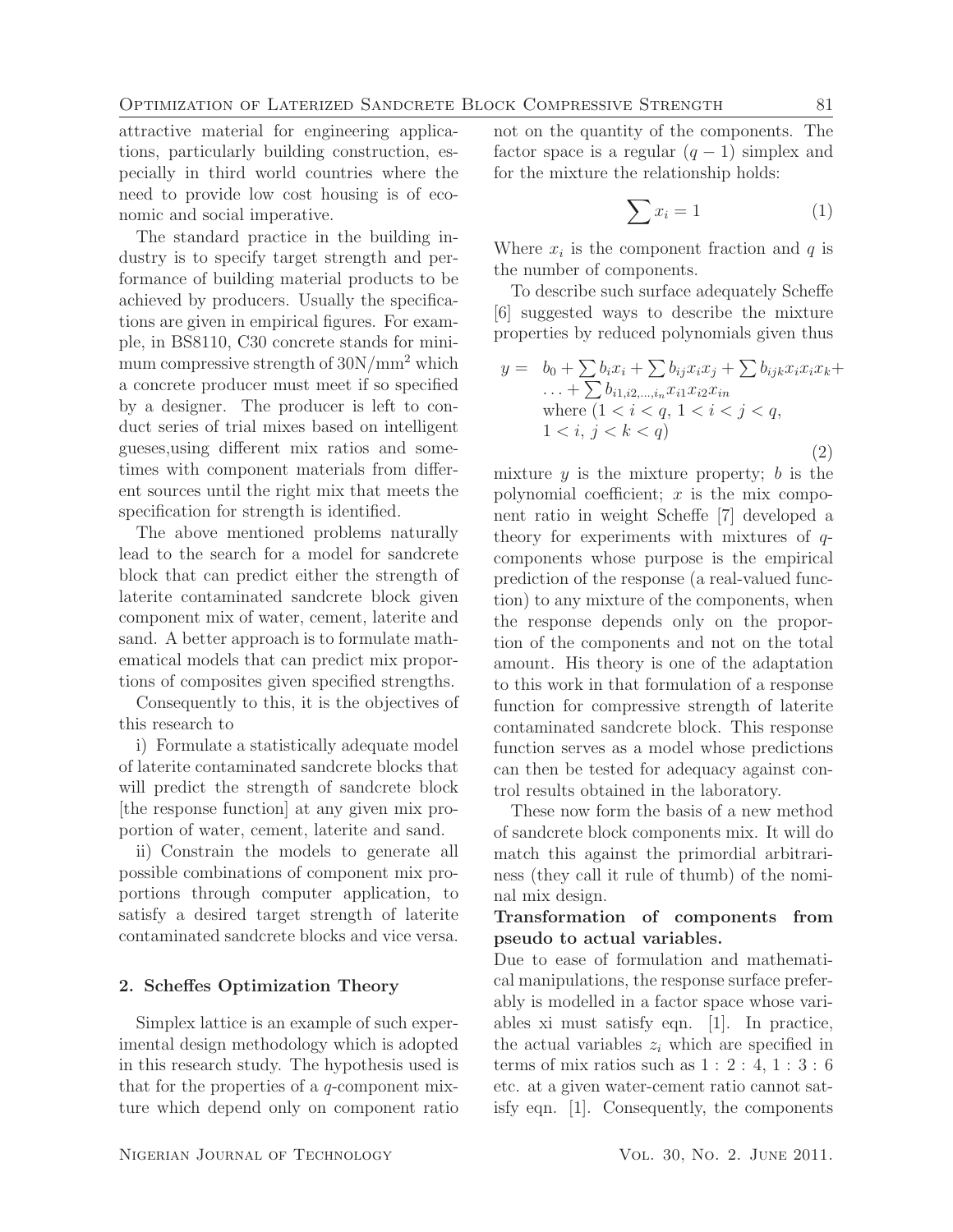attractive material for engineering applications, particularly building construction, especially in third world countries where the need to provide low cost housing is of economic and social imperative.

The standard practice in the building industry is to specify target strength and performance of building material products to be achieved by producers. Usually the specifications are given in empirical figures. For example, in BS8110, C30 concrete stands for minimum compressive strength of $30\text{N/mm}^2$ which a concrete producer must meet if so specified by a designer. The producer is left to conduct series of trial mixes based on intelligent gueses,using different mix ratios and sometimes with component materials from different sources until the right mix that meets the specification for strength is identified.

The above mentioned problems naturally lead to the search for a model for sandcrete block that can predict either the strength of laterite contaminated sandcrete block given component mix of water, cement, laterite and sand. A better approach is to formulate mathematical models that can predict mix proportions of composites given specified strengths.

Consequently to this, it is the objectives of this research to

i) Formulate a statistically adequate model of laterite contaminated sandcrete blocks that will predict the strength of sandcrete block [the response function] at any given mix proportion of water, cement, laterite and sand.

ii) Constrain the models to generate all possible combinations of component mix proportions through computer application, to satisfy a desired target strength of laterite contaminated sandcrete blocks and vice versa.

## 2. Scheffes Optimization Theory

Simplex lattice is an example of such experimental design methodology which is adopted in this research study. The hypothesis used is that for the properties of a $q$-component mixture which depend only on component ratio not on the quantity of the components. The factor space is a regular $(q-1)$ simplex and for the mixture the relationship holds:

$$\sum x_i = 1 \tag{1}$$

Where $x_i$ is the component fraction and $q$ is the number of components.

To describe such surface adequately Scheffe [6] suggested ways to describe the mixture properties by reduced polynomials given thus

$$\begin{aligned} y = \;& b_0 + \sum b_i x_i + \sum b_{ij} x_i x_j + \sum b_{ijk} x_i x_i x_k + \\ & \ldots + \sum b_{i1,i2,\ldots,i_n} x_{i1} x_{i2} x_{in} \\ & \text{where } (1 < i < q,\ 1 < i < j < q, \\ & 1 < i,\ j < k < q) \end{aligned} \tag{2}$$

mixture $y$ is the mixture property; $b$ is the polynomial coefficient; $x$ is the mix component ratio in weight Scheffe [7] developed a theory for experiments with mixtures of $q$-components whose purpose is the empirical prediction of the response (a real-valued function) to any mixture of the components, when the response depends only on the proportion of the components and not on the total amount. His theory is one of the adaptation to this work in that formulation of a response function for compressive strength of laterite contaminated sandcrete block. This response function serves as a model whose predictions can then be tested for adequacy against control results obtained in the laboratory.

These now form the basis of a new method of sandcrete block components mix. It will do match this against the primordial arbitrariness (they call it rule of thumb) of the nominal mix design.

**Transformation of components from pseudo to actual variables.**

Due to ease of formulation and mathematical manipulations, the response surface preferably is modelled in a factor space whose variables xi must satisfy eqn. [1]. In practice, the actual variables $z_i$ which are specified in terms of mix ratios such as $1:2:4$, $1:3:6$ etc. at a given water-cement ratio cannot satisfy eqn. [1]. Consequently, the components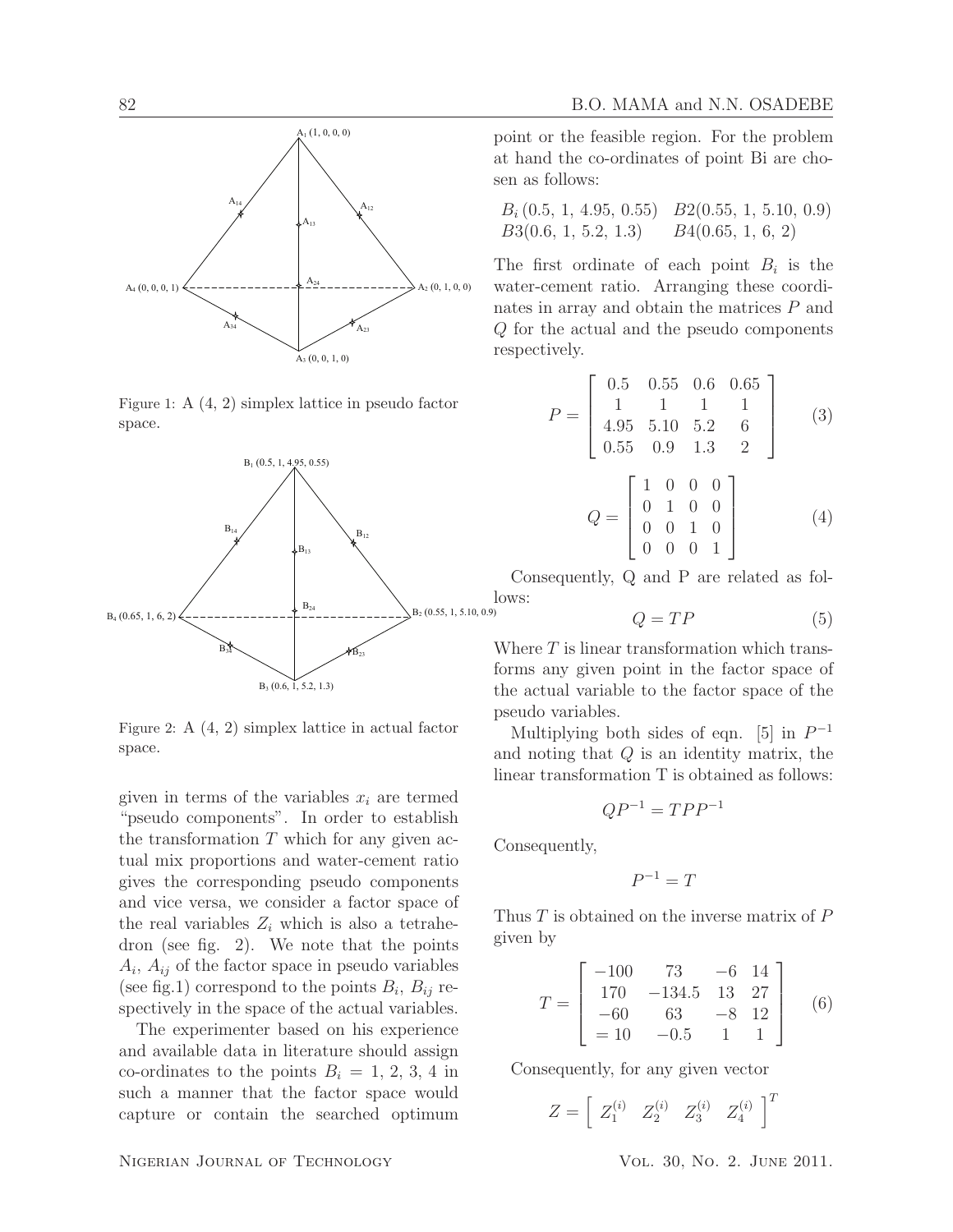Figure 1: A (4, 2) simplex lattice in pseudo factor space.

Figure 2: A (4, 2) simplex lattice in actual factor space.

given in terms of the variables $x_i$ are termed "pseudo components". In order to establish the transformation $T$ which for any given actual mix proportions and water-cement ratio gives the corresponding pseudo components and vice versa, we consider a factor space of the real variables $Z_i$ which is also a tetrahedron (see fig. 2). We note that the points $A_i$, $A_{ij}$ of the factor space in pseudo variables (see fig.1) correspond to the points $B_i$, $B_{ij}$ respectively in the space of the actual variables.

The experimenter based on his experience and available data in literature should assign co-ordinates to the points $B_i = 1, 2, 3, 4$ in such a manner that the factor space would capture or contain the searched optimum point or the feasible region. For the problem at hand the co-ordinates of point Bi are chosen as follows:

$B_i\,(0.5,\ 1,\ 4.95,\ 0.55)$ $B2(0.55,\ 1,\ 5.10,\ 0.9)$
$B3(0.6,\ 1,\ 5.2,\ 1.3)$ $B4(0.65,\ 1,\ 6,\ 2)$

The first ordinate of each point $B_i$ is the water-cement ratio. Arranging these coordinates in array and obtain the matrices $P$ and $Q$ for the actual and the pseudo components respectively.

$$P = \begin{bmatrix} 0.5 & 0.55 & 0.6 & 0.65 \\ 1 & 1 & 1 & 1 \\ 4.95 & 5.10 & 5.2 & 6 \\ 0.55 & 0.9 & 1.3 & 2 \end{bmatrix} \quad (3)$$

$$Q = \begin{bmatrix} 1 & 0 & 0 & 0 \\ 0 & 1 & 0 & 0 \\ 0 & 0 & 1 & 0 \\ 0 & 0 & 0 & 1 \end{bmatrix} \quad (4)$$

Consequently, Q and P are related as follows:

$$Q = TP \quad (5)$$

Where $T$ is linear transformation which transforms any given point in the factor space of the actual variable to the factor space of the pseudo variables.

Multiplying both sides of eqn. [5] in $P^{-1}$ and noting that $Q$ is an identity matrix, the linear transformation T is obtained as follows:

$$QP^{-1} = TPP^{-1}$$

Consequently,

$$P^{-1} = T$$

Thus $T$ is obtained on the inverse matrix of $P$ given by

$$T = \begin{bmatrix} -100 & 73 & -6 & 14 \\ 170 & -134.5 & 13 & 27 \\ -60 & 63 & -8 & 12 \\ = 10 & -0.5 & 1 & 1 \end{bmatrix} \quad (6)$$

Consequently, for any given vector

$$Z = \left[\ Z_1^{(i)} \quad Z_2^{(i)} \quad Z_3^{(i)} \quad Z_4^{(i)}\ \right]^T$$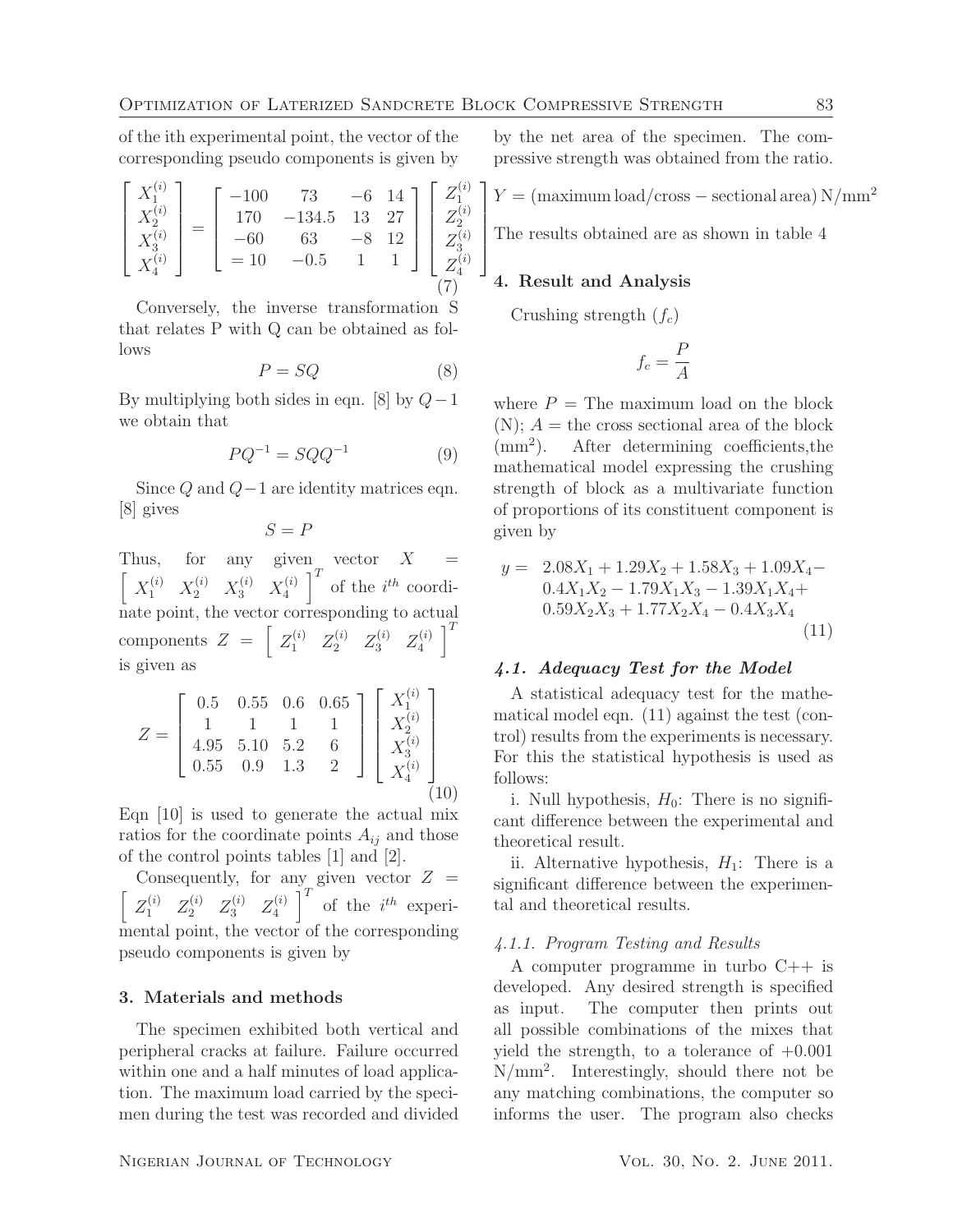of the ith experimental point, the vector of the corresponding pseudo components is given by

$$\begin{bmatrix} X_1^{(i)} \\ X_2^{(i)} \\ X_3^{(i)} \\ X_4^{(i)} \end{bmatrix} = \begin{bmatrix} -100 & 73 & -6 & 14 \\ 170 & -134.5 & 13 & 27 \\ -60 & 63 & -8 & 12 \\ = 10 & -0.5 & 1 & 1 \end{bmatrix} \begin{bmatrix} Z_1^{(i)} \\ Z_2^{(i)} \\ Z_3^{(i)} \\ Z_4^{(i)} \end{bmatrix} \tag{7}$$

Conversely, the inverse transformation S that relates P with Q can be obtained as follows

$$P = SQ \tag{8}$$

By multiplying both sides in eqn. [8] by $Q-1$ we obtain that

$$PQ^{-1} = SQQ^{-1} \tag{9}$$

Since $Q$ and $Q-1$ are identity matrices eqn. [8] gives

$$S = P$$

Thus, for any given vector $X = \begin{bmatrix} X_1^{(i)} & X_2^{(i)} & X_3^{(i)} & X_4^{(i)} \end{bmatrix}^T$ of the $i^{th}$ coordinate point, the vector corresponding to actual components $Z = \begin{bmatrix} Z_1^{(i)} & Z_2^{(i)} & Z_3^{(i)} & Z_4^{(i)} \end{bmatrix}^T$ is given as

$$Z = \begin{bmatrix} 0.5 & 0.55 & 0.6 & 0.65 \\ 1 & 1 & 1 & 1 \\ 4.95 & 5.10 & 5.2 & 6 \\ 0.55 & 0.9 & 1.3 & 2 \end{bmatrix} \begin{bmatrix} X_1^{(i)} \\ X_2^{(i)} \\ X_3^{(i)} \\ X_4^{(i)} \end{bmatrix} \tag{10}$$

Eqn [10] is used to generate the actual mix ratios for the coordinate points $A_{ij}$ and those of the control points tables [1] and [2].

Consequently, for any given vector $Z = \begin{bmatrix} Z_1^{(i)} & Z_2^{(i)} & Z_3^{(i)} & Z_4^{(i)} \end{bmatrix}^T$ of the $i^{th}$ experimental point, the vector of the corresponding pseudo components is given by

## 3. Materials and methods

The specimen exhibited both vertical and peripheral cracks at failure. Failure occurred within one and a half minutes of load application. The maximum load carried by the specimen during the test was recorded and divided by the net area of the specimen. The compressive strength was obtained from the ratio.

$$Y = (\text{maximum load}/\text{cross}-\text{sectional area})\,\text{N/mm}^2$$

The results obtained are as shown in table 4

## 4. Result and Analysis

Crushing strength ($f_c$)

$$f_c = \frac{P}{A}$$

where $P$ = The maximum load on the block (N); $A$ = the cross sectional area of the block (mm$^2$). After determining coefficients,the mathematical model expressing the crushing strength of block as a multivariate function of proportions of its constituent component is given by

$$\begin{aligned} y = \;& 2.08X_1 + 1.29X_2 + 1.58X_3 + 1.09X_4 - \\ & 0.4X_1X_2 - 1.79X_1X_3 - 1.39X_1X_4 + \\ & 0.59X_2X_3 + 1.77X_2X_4 - 0.4X_3X_4 \end{aligned} \tag{11}$$

### *4.1. Adequacy Test for the Model*

A statistical adequacy test for the mathematical model eqn. (11) against the test (control) results from the experiments is necessary. For this the statistical hypothesis is used as follows:

i. Null hypothesis, $H_0$: There is no significant difference between the experimental and theoretical result.

ii. Alternative hypothesis, $H_1$: There is a significant difference between the experimental and theoretical results.

#### *4.1.1. Program Testing and Results*

A computer programme in turbo C++ is developed. Any desired strength is specified as input. The computer then prints out all possible combinations of the mixes that yield the strength, to a tolerance of +0.001 N/mm$^2$. Interestingly, should there not be any matching combinations, the computer so informs the user. The program also checks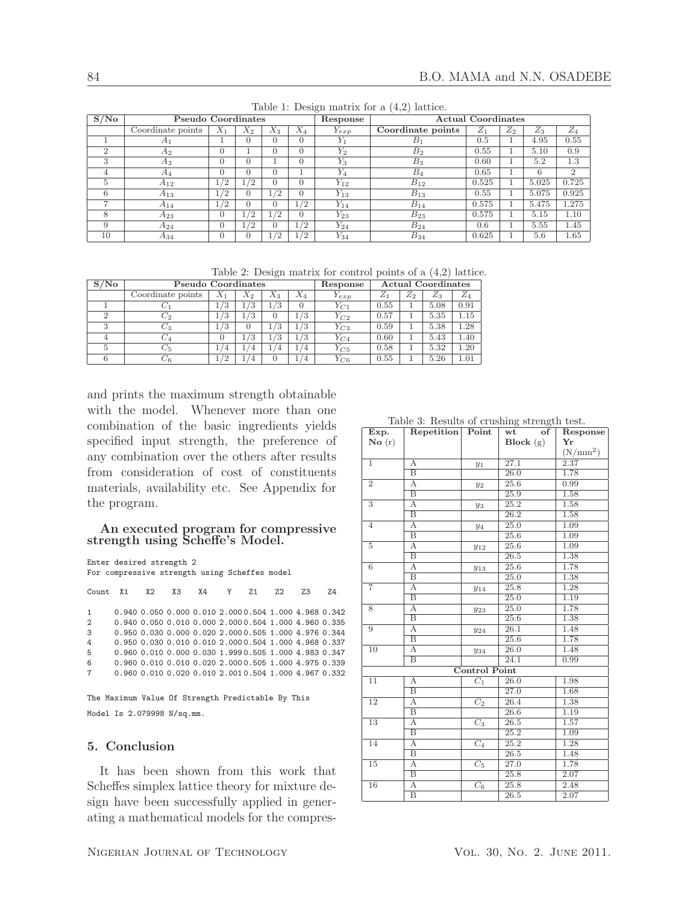Table 1: Design matrix for a (4,2) lattice.

| S/No | Pseudo Coordinates | | | | | Response | Actual Coordinates | | | | |
|---|---|---|---|---|---|---|---|---|---|---|---|
| | Coordinate points | $X_1$ | $X_2$ | $X_3$ | $X_4$ | $Y_{exp}$ | Coordinate points | $Z_1$ | $Z_2$ | $Z_3$ | $Z_4$ |
| 1 | $A_1$ | 1 | 0 | 0 | 0 | $Y_1$ | $B_1$ | 0.5 | 1 | 4.95 | 0.55 |
| 2 | $A_2$ | 0 | 1 | 0 | 0 | $Y_2$ | $B_2$ | 0.55 | 1 | 5.10 | 0.9 |
| 3 | $A_3$ | 0 | 0 | 1 | 0 | $Y_3$ | $B_3$ | 0.60 | 1 | 5.2 | 1.3 |
| 4 | $A_4$ | 0 | 0 | 0 | 1 | $Y_4$ | $B_4$ | 0.65 | 1 | 6 | 2 |
| 5 | $A_{12}$ | 1/2 | 1/2 | 0 | 0 | $Y_{12}$ | $B_{12}$ | 0.525 | 1 | 5.025 | 0.725 |
| 6 | $A_{13}$ | 1/2 | 0 | 1/2 | 0 | $Y_{13}$ | $B_{13}$ | 0.55 | 1 | 5.075 | 0.925 |
| 7 | $A_{14}$ | 1/2 | 0 | 0 | 1/2 | $Y_{14}$ | $B_{14}$ | 0.575 | 1 | 5.475 | 1.275 |
| 8 | $A_{23}$ | 0 | 1/2 | 1/2 | 0 | $Y_{23}$ | $B_{23}$ | 0.575 | 1 | 5.15 | 1.10 |
| 9 | $A_{24}$ | 0 | 1/2 | 0 | 1/2 | $Y_{24}$ | $B_{24}$ | 0.6 | 1 | 5.55 | 1.45 |
| 10 | $A_{34}$ | 0 | 0 | 1/2 | 1/2 | $Y_{34}$ | $B_{34}$ | 0.625 | 1 | 5.6 | 1.65 |

Table 2: Design matrix for control points of a (4,2) lattice.

| S/No | Pseudo Coordinates | | | | | Response | Actual Coordinates | | | |
|---|---|---|---|---|---|---|---|---|---|---|
| | Coordinate points | $X_1$ | $X_2$ | $X_3$ | $X_4$ | $Y_{exp}$ | $Z_1$ | $Z_2$ | $Z_3$ | $Z_4$ |
| 1 | $C_1$ | 1/3 | 1/3 | 1/3 | 0 | $Y_{C1}$ | 0.55 | 1 | 5.08 | 0.91 |
| 2 | $C_2$ | 1/3 | 1/3 | 0 | 1/3 | $Y_{C2}$ | 0.57 | 1 | 5.35 | 1.15 |
| 3 | $C_3$ | 1/3 | 0 | 1/3 | 1/3 | $Y_{C3}$ | 0.59 | 1 | 5.38 | 1.28 |
| 4 | $C_4$ | 0 | 1/3 | 1/3 | 1/3 | $Y_{C4}$ | 0.60 | 1 | 5.43 | 1.40 |
| 5 | $C_5$ | 1/4 | 1/4 | 1/4 | 1/4 | $Y_{C5}$ | 0.58 | 1 | 5.32 | 1.20 |
| 6 | $C_6$ | 1/2 | 1/4 | 0 | 1/4 | $Y_{C6}$ | 0.55 | 1 | 5.26 | 1.01 |

and prints the maximum strength obtainable with the model. Whenever more than one combination of the basic ingredients yields specified input strength, the preference of any combination over the others after results from consideration of cost of constituents materials, availability etc. See Appendix for the program.

### An executed program for compressive strength using Scheffe's Model.

```
Enter desired strength 2
For compressive strength using Scheffes model

Count  X1    X2    X3    X4    Y     Z1    Z2    Z3    Z4

1     0.940 0.050 0.000 0.010 2.000 0.504 1.000 4.968 0.342
2     0.940 0.050 0.010 0.000 2.000 0.504 1.000 4.960 0.335
3     0.950 0.030 0.000 0.020 2.000 0.505 1.000 4.976 0.344
4     0.950 0.030 0.010 0.010 2.000 0.504 1.000 4.968 0.337
5     0.960 0.010 0.000 0.030 1.999 0.505 1.000 4.983 0.347
6     0.960 0.010 0.010 0.020 2.000 0.505 1.000 4.975 0.339
7     0.960 0.010 0.020 0.010 2.001 0.504 1.000 4.967 0.332

The Maximum Value Of Strength Predictable By This
Model Is 2.079998 N/sq.mm.
```

Table 3: Results of crushing strength test.

| Exp. No (r) | Repetition | Point | wt of Block (g) | Response Yr (N/mm$^2$) |
|---|---|---|---|---|
| 1 | A | $y_1$ | 27.1 | 2.37 |
| | B | | 26.0 | 1.78 |
| 2 | A | $y_2$ | 25.6 | 0.99 |
| | B | | 25.9 | 1.58 |
| 3 | A | $y_3$ | 25.2 | 1.58 |
| | B | | 26.2 | 1.58 |
| 4 | A | $y_4$ | 25.0 | 1.09 |
| | B | | 25.6 | 1.09 |
| 5 | A | $y_{12}$ | 25.6 | 1.09 |
| | B | | 26.5 | 1.38 |
| 6 | A | $y_{13}$ | 25.6 | 1.78 |
| | B | | 25.0 | 1.38 |
| 7 | A | $y_{14}$ | 25.8 | 1.28 |
| | B | | 25.0 | 1.19 |
| 8 | A | $y_{23}$ | 25.0 | 1.78 |
| | B | | 25.6 | 1.38 |
| 9 | A | $y_{24}$ | 26.1 | 1.48 |
| | B | | 25.6 | 1.78 |
| 10 | A | $y_{34}$ | 26.0 | 1.48 |
| | B | | 24.1 | 0.99 |
| | | Control Point | | |
| 11 | A | $C_1$ | 26.0 | 1.98 |
| | B | | 27.0 | 1.68 |
| 12 | A | $C_2$ | 26.4 | 1.38 |
| | B | | 26.6 | 1.19 |
| 13 | A | $C_3$ | 26.5 | 1.57 |
| | B | | 25.2 | 1.09 |
| 14 | A | $C_4$ | 25.2 | 1.28 |
| | B | | 26.5 | 1.48 |
| 15 | A | $C_5$ | 27.0 | 1.78 |
| | B | | 25.8 | 2.07 |
| 16 | A | $C_6$ | 25.8 | 2.48 |
| | B | | 26.5 | 2.07 |

## 5. Conclusion

It has been shown from this work that Scheffes simplex lattice theory for mixture design have been successfully applied in generating a mathematical models for the compres-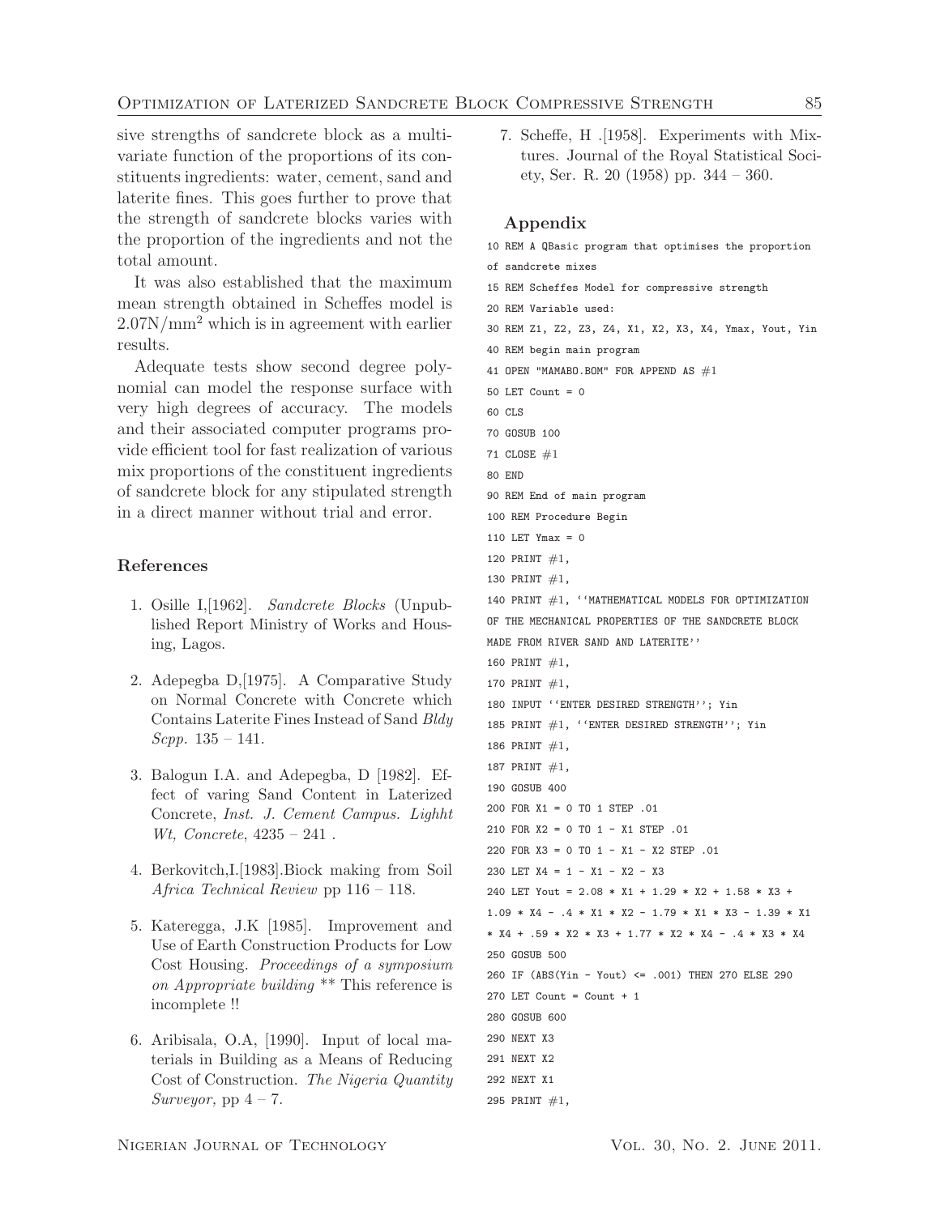sive strengths of sandcrete block as a multivariate function of the proportions of its constituents ingredients: water, cement, sand and laterite fines. This goes further to prove that the strength of sandcrete blocks varies with the proportion of the ingredients and not the total amount.

It was also established that the maximum mean strength obtained in Scheffes model is $2.07\text{N/mm}^2$ which is in agreement with earlier results.

Adequate tests show second degree polynomial can model the response surface with very high degrees of accuracy. The models and their associated computer programs provide efficient tool for fast realization of various mix proportions of the constituent ingredients of sandcrete block for any stipulated strength in a direct manner without trial and error.

### References

1. Osille I,[1962]. *Sandcrete Blocks* (Unpublished Report Ministry of Works and Housing, Lagos.
2. Adepegba D,[1975]. A Comparative Study on Normal Concrete with Concrete which Contains Laterite Fines Instead of Sand *Bldy Scpp.* 135 – 141.
3. Balogun I.A. and Adepegba, D [1982]. Effect of varing Sand Content in Laterized Concrete, *Inst. J. Cement Campus. Lighht Wt, Concrete*, 4235 – 241 .
4. Berkovitch,I.[1983].Biock making from Soil *Africa Technical Review* pp 116 – 118.
5. Kateregga, J.K [1985]. Improvement and Use of Earth Construction Products for Low Cost Housing. *Proceedings of a symposium on Appropriate building* ** This reference is incomplete !!
6. Aribisala, O.A, [1990]. Input of local materials in Building as a Means of Reducing Cost of Construction. *The Nigeria Quantity Surveyor,* pp 4 – 7.
7. Scheffe, H .[1958]. Experiments with Mixtures. Journal of the Royal Statistical Society, Ser. R. 20 (1958) pp. 344 – 360.

### Appendix

```
10 REM A QBasic program that optimises the proportion
of sandcrete mixes
15 REM Scheffes Model for compressive strength
20 REM Variable used:
30 REM Z1, Z2, Z3, Z4, X1, X2, X3, X4, Ymax, Yout, Yin
40 REM begin main program
41 OPEN "MAMABO.BOM" FOR APPEND AS #1
50 LET Count = 0
60 CLS
70 GOSUB 100
71 CLOSE #1
80 END
90 REM End of main program
100 REM Procedure Begin
110 LET Ymax = 0
120 PRINT #1,
130 PRINT #1,
140 PRINT #1, ''MATHEMATICAL MODELS FOR OPTIMIZATION
OF THE MECHANICAL PROPERTIES OF THE SANDCRETE BLOCK
MADE FROM RIVER SAND AND LATERITE''
160 PRINT #1,
170 PRINT #1,
180 INPUT ''ENTER DESIRED STRENGTH''; Yin
185 PRINT #1, ''ENTER DESIRED STRENGTH''; Yin
186 PRINT #1,
187 PRINT #1,
190 GOSUB 400
200 FOR X1 = 0 TO 1 STEP .01
210 FOR X2 = 0 TO 1 - X1 STEP .01
220 FOR X3 = 0 TO 1 - X1 - X2 STEP .01
230 LET X4 = 1 - X1 - X2 - X3
240 LET Yout = 2.08 * X1 + 1.29 * X2 + 1.58 * X3 +
1.09 * X4 - .4 * X1 * X2 - 1.79 * X1 * X3 - 1.39 * X1
* X4 + .59 * X2 * X3 + 1.77 * X2 * X4 - .4 * X3 * X4
250 GOSUB 500
260 IF (ABS(Yin - Yout) <= .001) THEN 270 ELSE 290
270 LET Count = Count + 1
280 GOSUB 600
290 NEXT X3
291 NEXT X2
292 NEXT X1
295 PRINT #1,
```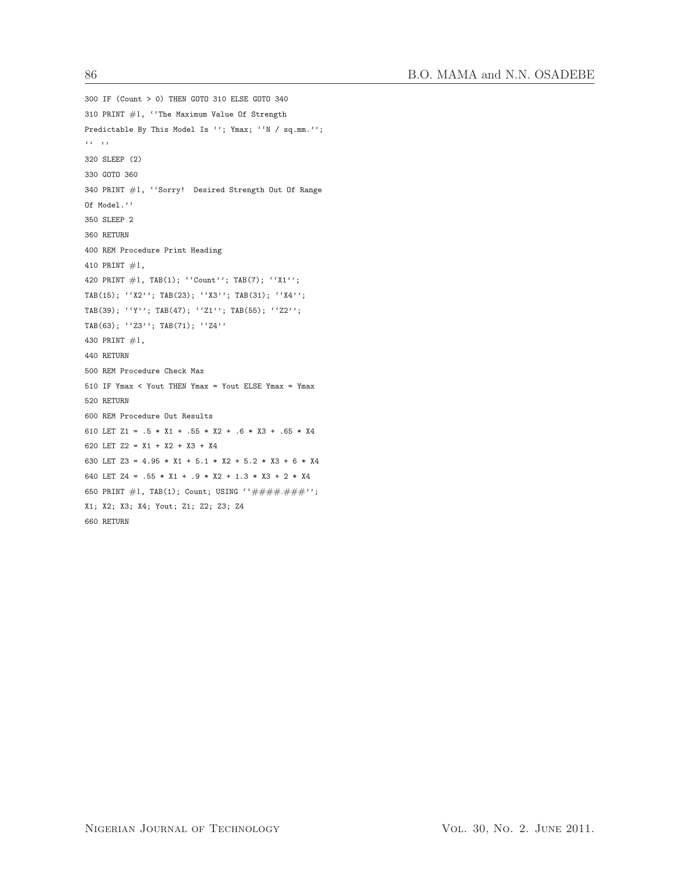```
300 IF (Count > 0) THEN GOTO 310 ELSE GOTO 340
310 PRINT #1, ''The Maximum Value Of Strength
Predictable By This Model Is ''; Ymax; ''N / sq.mm.'';
'' ''
320 SLEEP (2)
330 GOTO 360
340 PRINT #1, ''Sorry!  Desired Strength Out Of Range
Of Model.''
350 SLEEP 2
360 RETURN
400 REM Procedure Print Heading
410 PRINT #1,
420 PRINT #1, TAB(1); ''Count''; TAB(7); ''X1'';
TAB(15); ''X2''; TAB(23); ''X3''; TAB(31); ''X4'';
TAB(39); ''Y''; TAB(47); ''Z1''; TAB(55); ''Z2'';
TAB(63); ''Z3''; TAB(71); ''Z4''
430 PRINT #1,
440 RETURN
500 REM Procedure Check Max
510 IF Ymax < Yout THEN Ymax = Yout ELSE Ymax = Ymax
520 RETURN
600 REM Procedure Out Results
610 LET Z1 = .5 * X1 + .55 * X2 + .6 * X3 + .65 * X4
620 LET Z2 = X1 + X2 + X3 + X4
630 LET Z3 = 4.95 * X1 + 5.1 * X2 + 5.2 * X3 + 6 * X4
640 LET Z4 = .55 * X1 + .9 * X2 + 1.3 * X3 + 2 * X4
650 PRINT #1, TAB(1); Count; USING ''####.###'';
X1; X2; X3; X4; Yout; Z1; Z2; Z3; Z4
660 RETURN
```